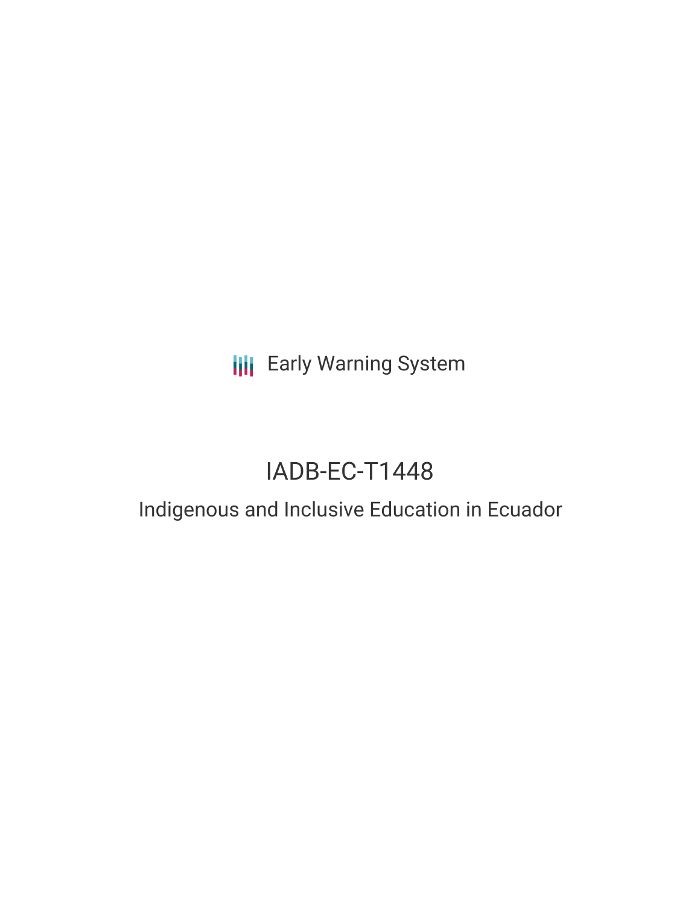Early Warning System

# IADB-EC-T1448

## Indigenous and Inclusive Education in Ecuador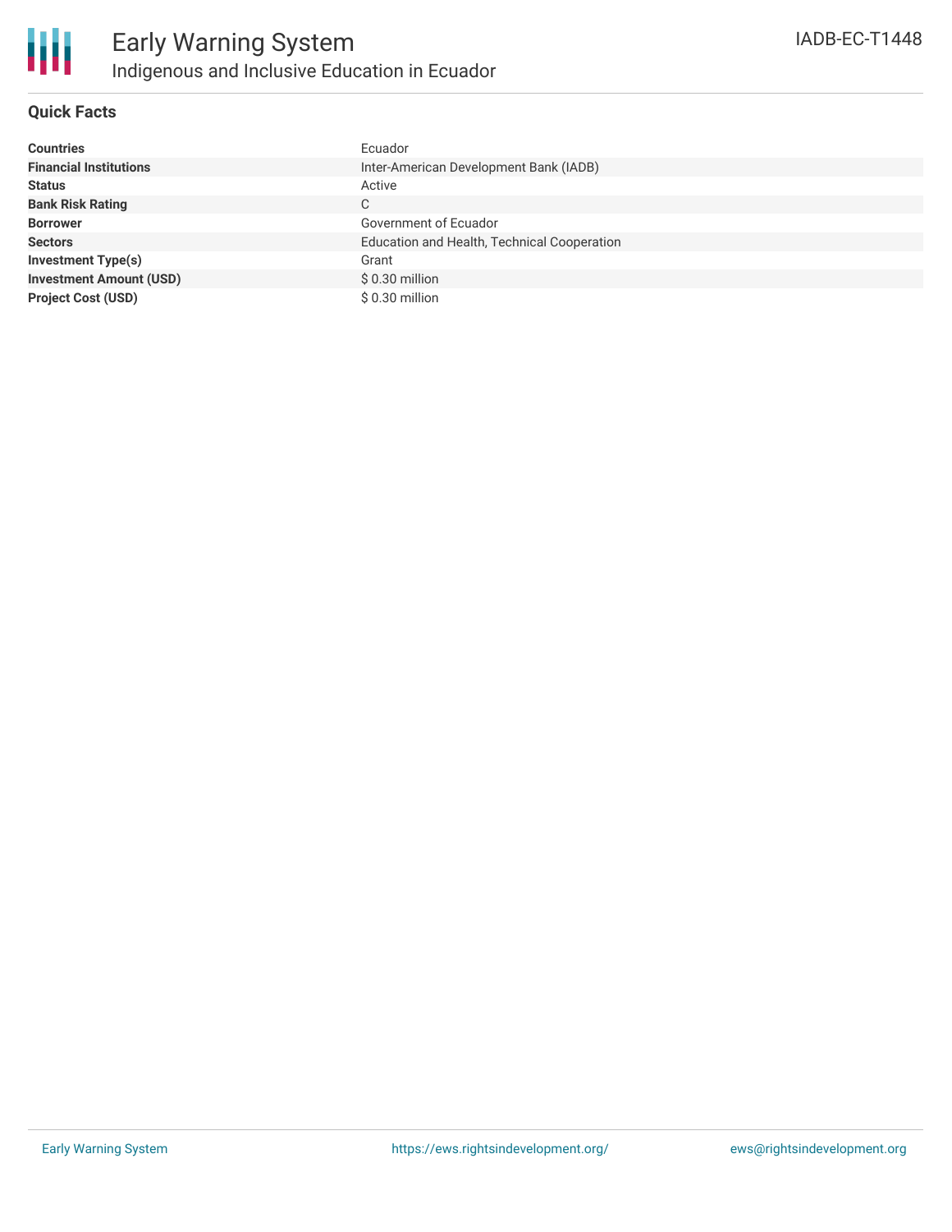# Early Warning System

## Indigenous and Inclusive Education in Ecuador

IADB-EC-T1448

### Quick Facts

| | |
|---|---|
| **Countries** | Ecuador |
| **Financial Institutions** | Inter-American Development Bank (IADB) |
| **Status** | Active |
| **Bank Risk Rating** | C |
| **Borrower** | Government of Ecuador |
| **Sectors** | Education and Health, Technical Cooperation |
| **Investment Type(s)** | Grant |
| **Investment Amount (USD)** | $ 0.30 million |
| **Project Cost (USD)** | $ 0.30 million |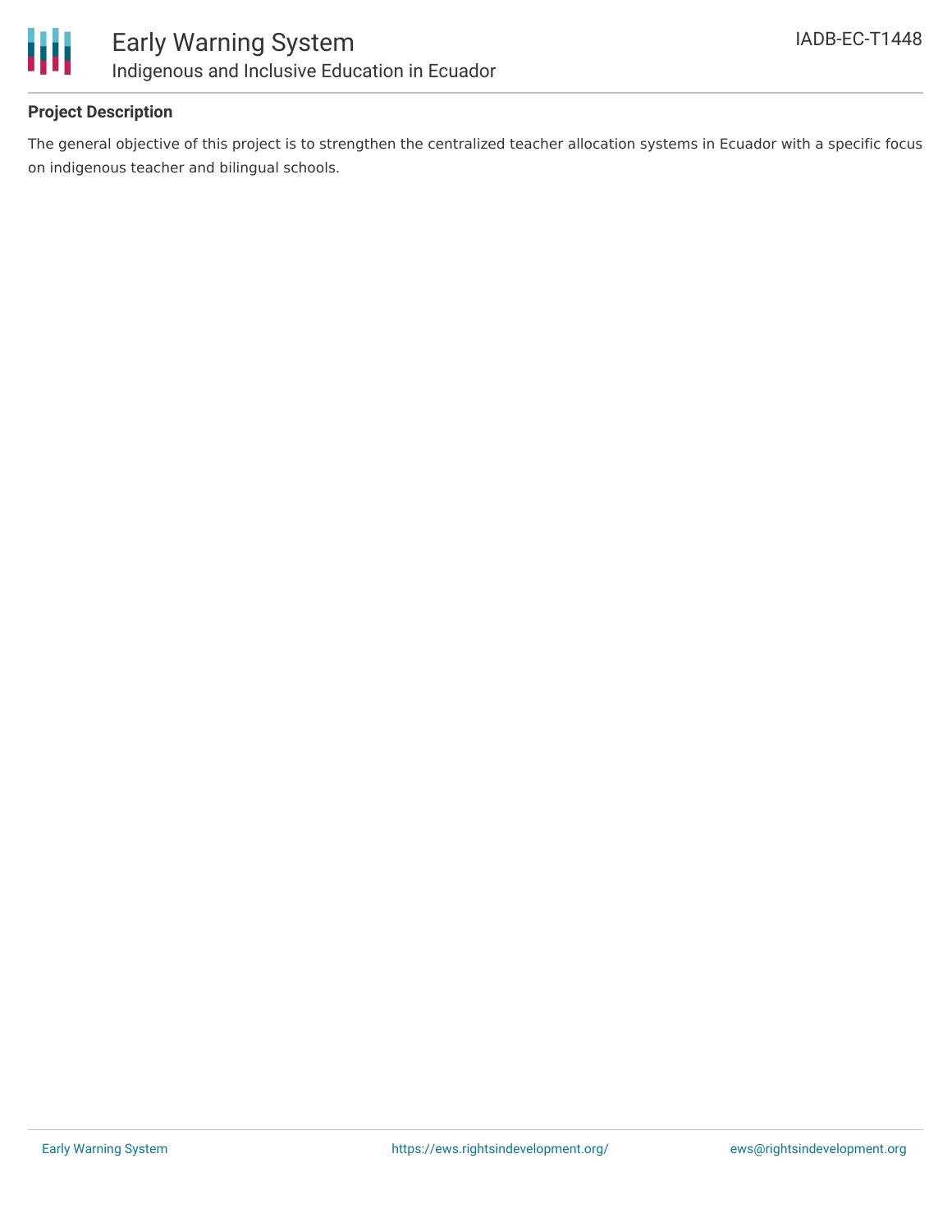**Project Description**

The general objective of this project is to strengthen the centralized teacher allocation systems in Ecuador with a specific focus on indigenous teacher and bilingual schools.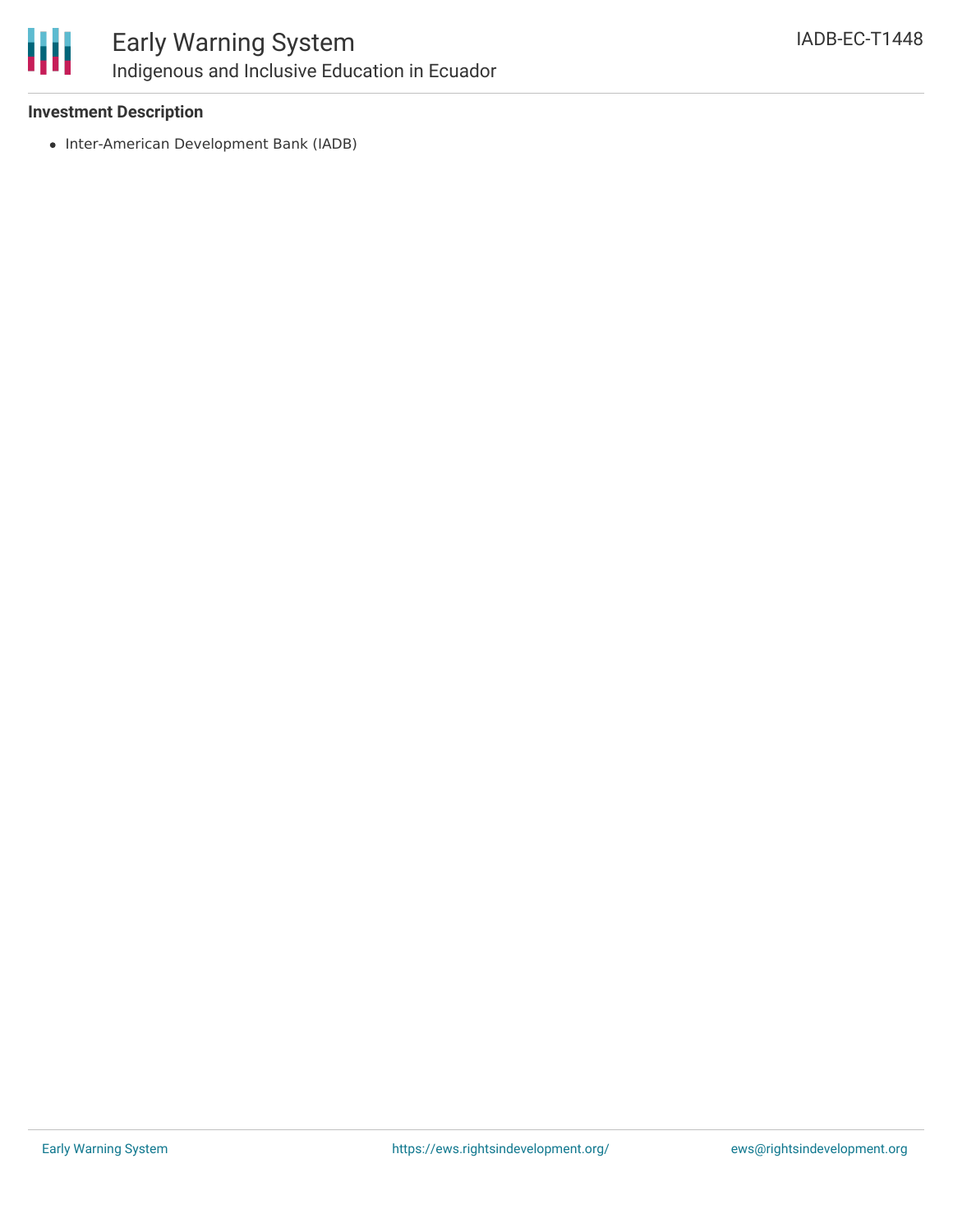### Investment Description

- Inter-American Development Bank (IADB)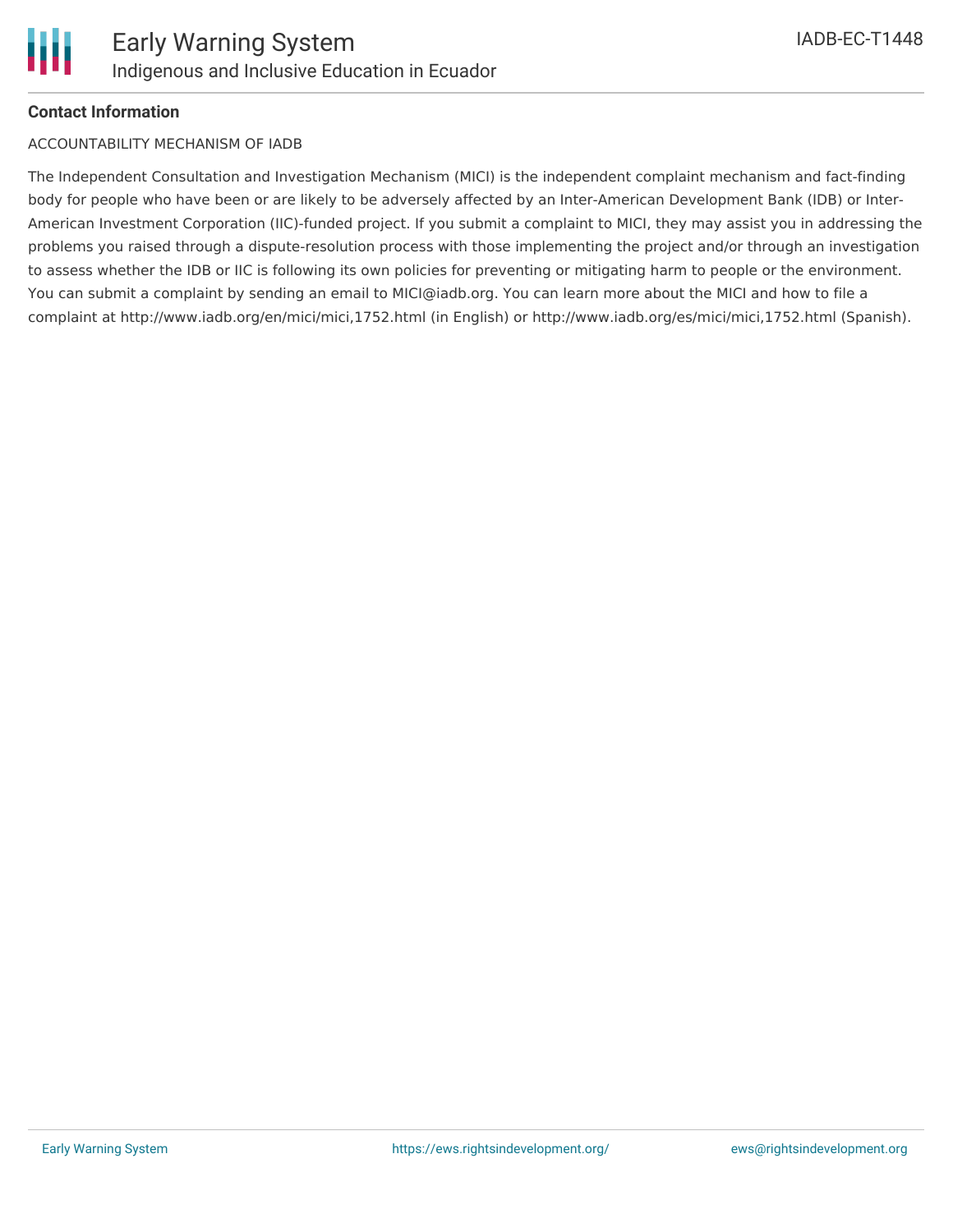**Contact Information**

ACCOUNTABILITY MECHANISM OF IADB

The Independent Consultation and Investigation Mechanism (MICI) is the independent complaint mechanism and fact-finding body for people who have been or are likely to be adversely affected by an Inter-American Development Bank (IDB) or Inter-American Investment Corporation (IIC)-funded project. If you submit a complaint to MICI, they may assist you in addressing the problems you raised through a dispute-resolution process with those implementing the project and/or through an investigation to assess whether the IDB or IIC is following its own policies for preventing or mitigating harm to people or the environment. You can submit a complaint by sending an email to MICI@iadb.org. You can learn more about the MICI and how to file a complaint at http://www.iadb.org/en/mici/mici,1752.html (in English) or http://www.iadb.org/es/mici/mici,1752.html (Spanish).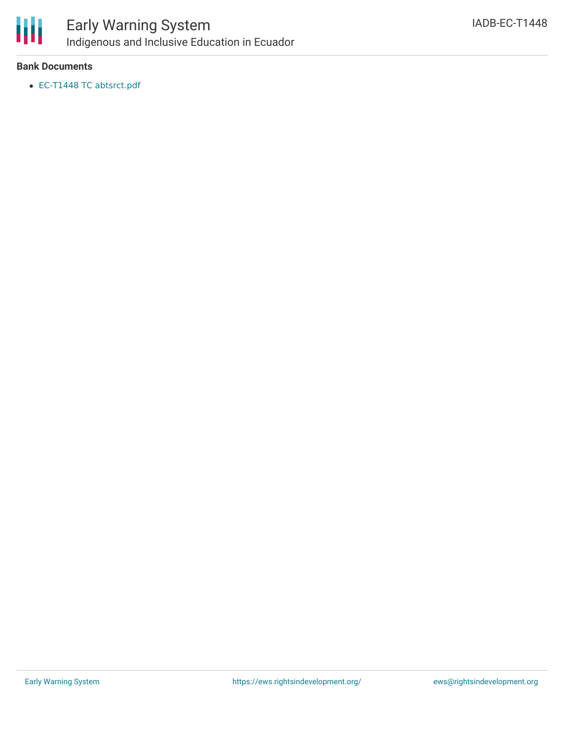**Bank Documents**

- EC-T1448 TC abtsrct.pdf